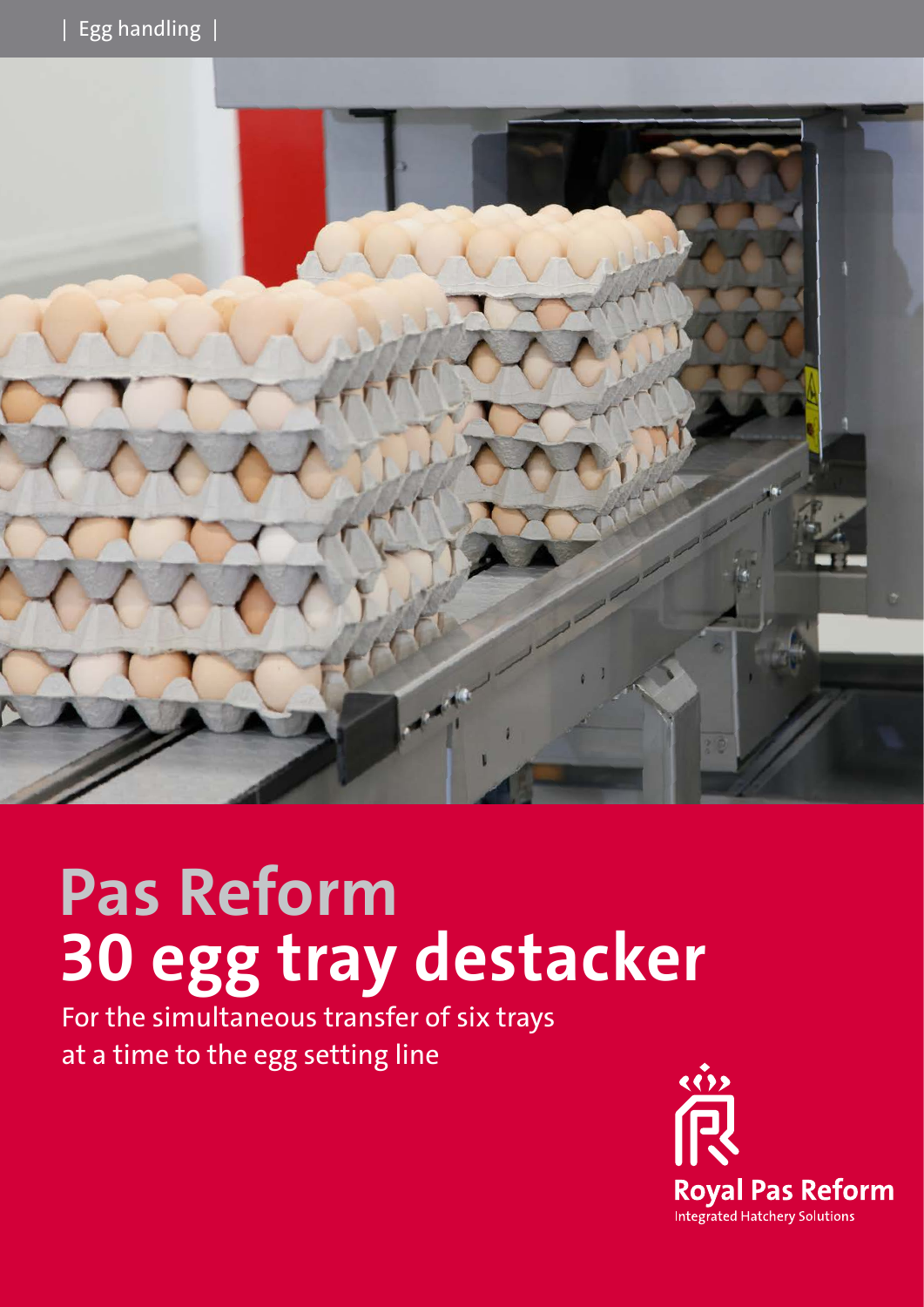| Egg handling |

# Pas Reform
# 30 egg tray destacker

For the simultaneous transfer of six trays at a time to the egg setting line

Royal Pas Reform
Integrated Hatchery Solutions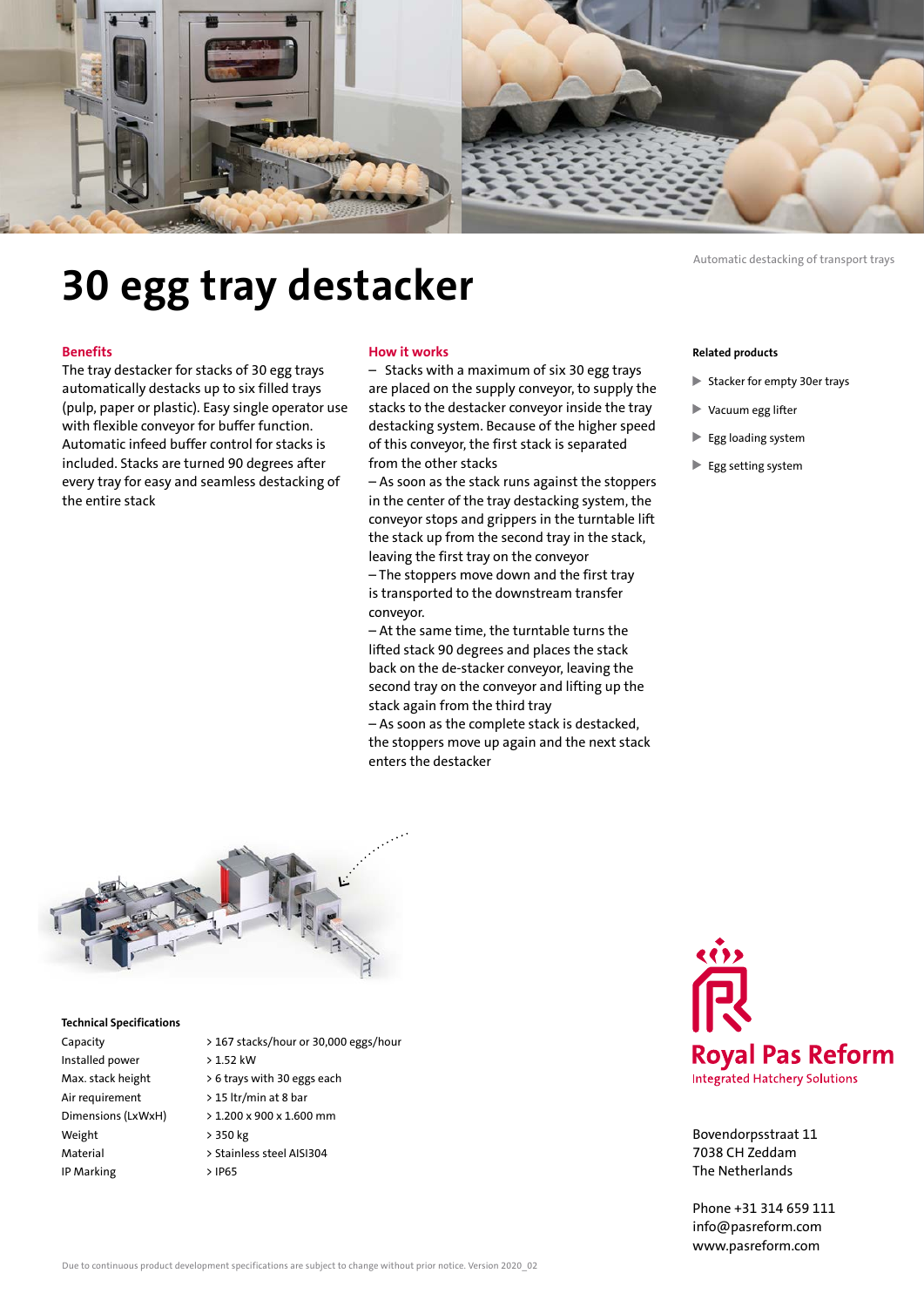Automatic destacking of transport trays

# 30 egg tray destacker

## Benefits

The tray destacker for stacks of 30 egg trays automatically destacks up to six filled trays (pulp, paper or plastic). Easy single operator use with flexible conveyor for buffer function. Automatic infeed buffer control for stacks is included. Stacks are turned 90 degrees after every tray for easy and seamless destacking of the entire stack

## How it works

– Stacks with a maximum of six 30 egg trays are placed on the supply conveyor, to supply the stacks to the destacker conveyor inside the tray destacking system. Because of the higher speed of this conveyor, the first stack is separated from the other stacks

– As soon as the stack runs against the stoppers in the center of the tray destacking system, the conveyor stops and grippers in the turntable lift the stack up from the second tray in the stack, leaving the first tray on the conveyor

– The stoppers move down and the first tray is transported to the downstream transfer conveyor.

– At the same time, the turntable turns the lifted stack 90 degrees and places the stack back on the de-stacker conveyor, leaving the second tray on the conveyor and lifting up the stack again from the third tray

– As soon as the complete stack is destacked, the stoppers move up again and the next stack enters the destacker

### Related products

- Stacker for empty 30er trays
- Vacuum egg lifter
- Egg loading system
- Egg setting system

### Technical Specifications

| | |
|---|---|
| Capacity | > 167 stacks/hour or 30,000 eggs/hour |
| Installed power | > 1.52 kW |
| Max. stack height | > 6 trays with 30 eggs each |
| Air requirement | > 15 ltr/min at 8 bar |
| Dimensions (LxWxH) | > 1.200 x 900 x 1.600 mm |
| Weight | > 350 kg |
| Material | > Stainless steel AISI304 |
| IP Marking | > IP65 |

**Royal Pas Reform**
Integrated Hatchery Solutions

Bovendorpsstraat 11
7038 CH Zeddam
The Netherlands

Phone +31 314 659 111
info@pasreform.com
www.pasreform.com

Due to continuous product development specifications are subject to change without prior notice. Version 2020_02